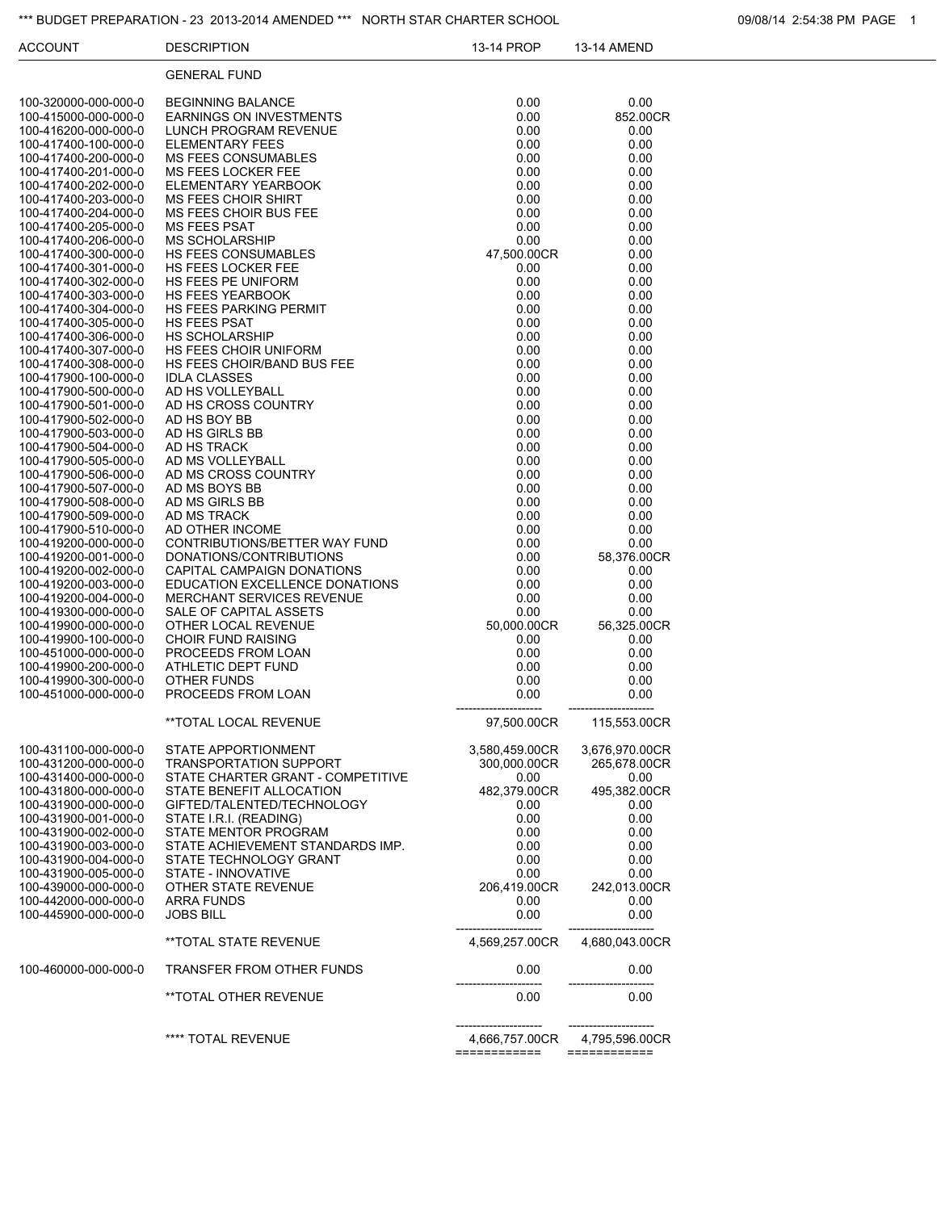*** BUDGET PREPARATION - 23 2013-2014 AMENDED *** NORTH STAR CHARTER SCHOOL

| ACCOUNT | DESCRIPTION | 13-14 PROP | 13-14 AMEND |
|---|---|---|---|
| | GENERAL FUND | | |
| 100-320000-000-000-0 | BEGINNING BALANCE | 0.00 | 0.00 |
| 100-415000-000-000-0 | EARNINGS ON INVESTMENTS | 0.00 | 852.00CR |
| 100-416200-000-000-0 | LUNCH PROGRAM REVENUE | 0.00 | 0.00 |
| 100-417400-100-000-0 | ELEMENTARY FEES | 0.00 | 0.00 |
| 100-417400-200-000-0 | MS FEES CONSUMABLES | 0.00 | 0.00 |
| 100-417400-201-000-0 | MS FEES LOCKER FEE | 0.00 | 0.00 |
| 100-417400-202-000-0 | ELEMENTARY YEARBOOK | 0.00 | 0.00 |
| 100-417400-203-000-0 | MS FEES CHOIR SHIRT | 0.00 | 0.00 |
| 100-417400-204-000-0 | MS FEES CHOIR BUS FEE | 0.00 | 0.00 |
| 100-417400-205-000-0 | MS FEES PSAT | 0.00 | 0.00 |
| 100-417400-206-000-0 | MS SCHOLARSHIP | 0.00 | 0.00 |
| 100-417400-300-000-0 | HS FEES CONSUMABLES | 47,500.00CR | 0.00 |
| 100-417400-301-000-0 | HS FEES LOCKER FEE | 0.00 | 0.00 |
| 100-417400-302-000-0 | HS FEES PE UNIFORM | 0.00 | 0.00 |
| 100-417400-303-000-0 | HS FEES YEARBOOK | 0.00 | 0.00 |
| 100-417400-304-000-0 | HS FEES PARKING PERMIT | 0.00 | 0.00 |
| 100-417400-305-000-0 | HS FEES PSAT | 0.00 | 0.00 |
| 100-417400-306-000-0 | HS SCHOLARSHIP | 0.00 | 0.00 |
| 100-417400-307-000-0 | HS FEES CHOIR UNIFORM | 0.00 | 0.00 |
| 100-417400-308-000-0 | HS FEES CHOIR/BAND BUS FEE | 0.00 | 0.00 |
| 100-417900-100-000-0 | IDLA CLASSES | 0.00 | 0.00 |
| 100-417900-500-000-0 | AD HS VOLLEYBALL | 0.00 | 0.00 |
| 100-417900-501-000-0 | AD HS CROSS COUNTRY | 0.00 | 0.00 |
| 100-417900-502-000-0 | AD HS BOY BB | 0.00 | 0.00 |
| 100-417900-503-000-0 | AD HS GIRLS BB | 0.00 | 0.00 |
| 100-417900-504-000-0 | AD HS TRACK | 0.00 | 0.00 |
| 100-417900-505-000-0 | AD MS VOLLEYBALL | 0.00 | 0.00 |
| 100-417900-506-000-0 | AD MS CROSS COUNTRY | 0.00 | 0.00 |
| 100-417900-507-000-0 | AD MS BOYS BB | 0.00 | 0.00 |
| 100-417900-508-000-0 | AD MS GIRLS BB | 0.00 | 0.00 |
| 100-417900-509-000-0 | AD MS TRACK | 0.00 | 0.00 |
| 100-417900-510-000-0 | AD OTHER INCOME | 0.00 | 0.00 |
| 100-419200-000-000-0 | CONTRIBUTIONS/BETTER WAY FUND | 0.00 | 0.00 |
| 100-419200-001-000-0 | DONATIONS/CONTRIBUTIONS | 0.00 | 58,376.00CR |
| 100-419200-002-000-0 | CAPITAL CAMPAIGN DONATIONS | 0.00 | 0.00 |
| 100-419200-003-000-0 | EDUCATION EXCELLENCE DONATIONS | 0.00 | 0.00 |
| 100-419200-004-000-0 | MERCHANT SERVICES REVENUE | 0.00 | 0.00 |
| 100-419300-000-000-0 | SALE OF CAPITAL ASSETS | 0.00 | 0.00 |
| 100-419900-000-000-0 | OTHER LOCAL REVENUE | 50,000.00CR | 56,325.00CR |
| 100-419900-100-000-0 | CHOIR FUND RAISING | 0.00 | 0.00 |
| 100-451000-000-000-0 | PROCEEDS FROM LOAN | 0.00 | 0.00 |
| 100-419900-200-000-0 | ATHLETIC DEPT FUND | 0.00 | 0.00 |
| 100-419900-300-000-0 | OTHER FUNDS | 0.00 | 0.00 |
| 100-451000-000-000-0 | PROCEEDS FROM LOAN | 0.00 | 0.00 |
| | **TOTAL LOCAL REVENUE | 97,500.00CR | 115,553.00CR |
| 100-431100-000-000-0 | STATE APPORTIONMENT | 3,580,459.00CR | 3,676,970.00CR |
| 100-431200-000-000-0 | TRANSPORTATION SUPPORT | 300,000.00CR | 265,678.00CR |
| 100-431400-000-000-0 | STATE CHARTER GRANT - COMPETITIVE | 0.00 | 0.00 |
| 100-431800-000-000-0 | STATE BENEFIT ALLOCATION | 482,379.00CR | 495,382.00CR |
| 100-431900-000-000-0 | GIFTED/TALENTED/TECHNOLOGY | 0.00 | 0.00 |
| 100-431900-001-000-0 | STATE I.R.I. (READING) | 0.00 | 0.00 |
| 100-431900-002-000-0 | STATE MENTOR PROGRAM | 0.00 | 0.00 |
| 100-431900-003-000-0 | STATE ACHIEVEMENT STANDARDS IMP. | 0.00 | 0.00 |
| 100-431900-004-000-0 | STATE TECHNOLOGY GRANT | 0.00 | 0.00 |
| 100-431900-005-000-0 | STATE - INNOVATIVE | 0.00 | 0.00 |
| 100-439000-000-000-0 | OTHER STATE REVENUE | 206,419.00CR | 242,013.00CR |
| 100-442000-000-000-0 | ARRA FUNDS | 0.00 | 0.00 |
| 100-445900-000-000-0 | JOBS BILL | 0.00 | 0.00 |
| | **TOTAL STATE REVENUE | 4,569,257.00CR | 4,680,043.00CR |
| 100-460000-000-000-0 | TRANSFER FROM OTHER FUNDS | 0.00 | 0.00 |
| | **TOTAL OTHER REVENUE | 0.00 | 0.00 |
| | **** TOTAL REVENUE | 4,666,757.00CR | 4,795,596.00CR |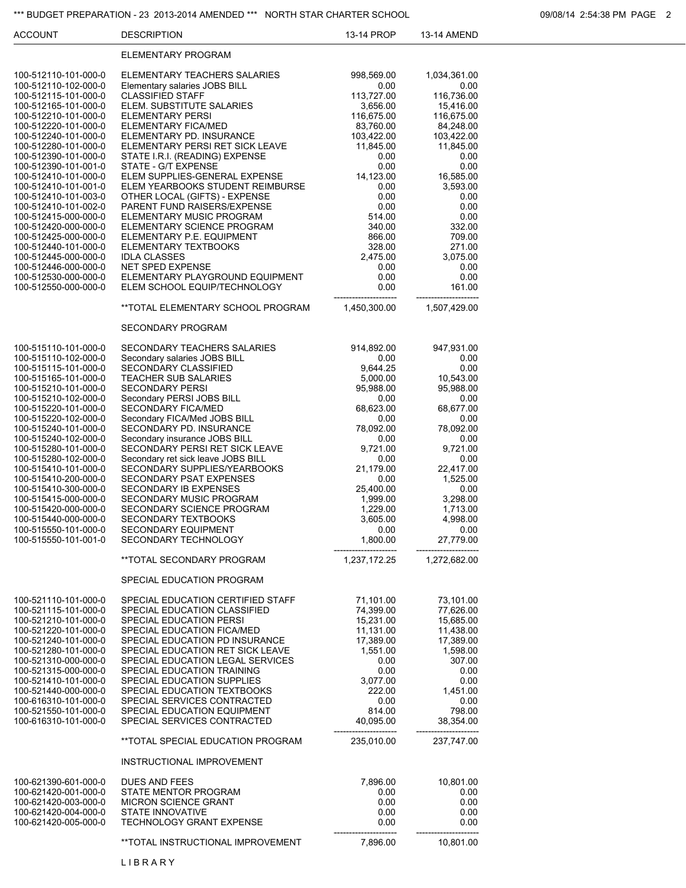*** BUDGET PREPARATION - 23 2013-2014 AMENDED *** NORTH STAR CHARTER SCHOOL

| ACCOUNT | DESCRIPTION | 13-14 PROP | 13-14 AMEND |
|---|---|---|---|
| | ELEMENTARY PROGRAM | | |
| 100-512110-101-000-0 | ELEMENTARY TEACHERS SALARIES | 998,569.00 | 1,034,361.00 |
| 100-512110-102-000-0 | Elementary salaries JOBS BILL | 0.00 | 0.00 |
| 100-512115-101-000-0 | CLASSIFIED STAFF | 113,727.00 | 116,736.00 |
| 100-512165-101-000-0 | ELEM. SUBSTITUTE SALARIES | 3,656.00 | 15,416.00 |
| 100-512210-101-000-0 | ELEMENTARY PERSI | 116,675.00 | 116,675.00 |
| 100-512220-101-000-0 | ELEMENTARY FICA/MED | 83,760.00 | 84,248.00 |
| 100-512240-101-000-0 | ELEMENTARY PD. INSURANCE | 103,422.00 | 103,422.00 |
| 100-512280-101-000-0 | ELEMENTARY PERSI RET SICK LEAVE | 11,845.00 | 11,845.00 |
| 100-512390-101-000-0 | STATE I.R.I. (READING) EXPENSE | 0.00 | 0.00 |
| 100-512390-101-001-0 | STATE - G/T EXPENSE | 0.00 | 0.00 |
| 100-512410-101-000-0 | ELEM SUPPLIES-GENERAL EXPENSE | 14,123.00 | 16,585.00 |
| 100-512410-101-001-0 | ELEM YEARBOOKS STUDENT REIMBURSE | 0.00 | 3,593.00 |
| 100-512410-101-003-0 | OTHER LOCAL (GIFTS) - EXPENSE | 0.00 | 0.00 |
| 100-512410-101-002-0 | PARENT FUND RAISERS/EXPENSE | 0.00 | 0.00 |
| 100-512415-000-000-0 | ELEMENTARY MUSIC PROGRAM | 514.00 | 0.00 |
| 100-512420-000-000-0 | ELEMENTARY SCIENCE PROGRAM | 340.00 | 332.00 |
| 100-512425-000-000-0 | ELEMENTARY P.E. EQUIPMENT | 866.00 | 709.00 |
| 100-512440-101-000-0 | ELEMENTARY TEXTBOOKS | 328.00 | 271.00 |
| 100-512445-000-000-0 | IDLA CLASSES | 2,475.00 | 3,075.00 |
| 100-512446-000-000-0 | NET SPED EXPENSE | 0.00 | 0.00 |
| 100-512530-000-000-0 | ELEMENTARY PLAYGROUND EQUIPMENT | 0.00 | 0.00 |
| 100-512550-000-000-0 | ELEM SCHOOL EQUIP/TECHNOLOGY | 0.00 | 161.00 |
| | **TOTAL ELEMENTARY SCHOOL PROGRAM | 1,450,300.00 | 1,507,429.00 |
| | SECONDARY PROGRAM | | |
| 100-515110-101-000-0 | SECONDARY TEACHERS SALARIES | 914,892.00 | 947,931.00 |
| 100-515110-102-000-0 | Secondary salaries JOBS BILL | 0.00 | 0.00 |
| 100-515115-101-000-0 | SECONDARY CLASSIFIED | 9,644.25 | 0.00 |
| 100-515165-101-000-0 | TEACHER SUB SALARIES | 5,000.00 | 10,543.00 |
| 100-515210-101-000-0 | SECONDARY PERSI | 95,988.00 | 95,988.00 |
| 100-515210-102-000-0 | Secondary PERSI JOBS BILL | 0.00 | 0.00 |
| 100-515220-101-000-0 | SECONDARY FICA/MED | 68,623.00 | 68,677.00 |
| 100-515220-102-000-0 | Secondary FICA/Med JOBS BILL | 0.00 | 0.00 |
| 100-515240-101-000-0 | SECONDARY PD. INSURANCE | 78,092.00 | 78,092.00 |
| 100-515240-102-000-0 | Secondary insurance JOBS BILL | 0.00 | 0.00 |
| 100-515280-101-000-0 | SECONDARY PERSI RET SICK LEAVE | 9,721.00 | 9,721.00 |
| 100-515280-102-000-0 | Secondary ret sick leave JOBS BILL | 0.00 | 0.00 |
| 100-515410-101-000-0 | SECONDARY SUPPLIES/YEARBOOKS | 21,179.00 | 22,417.00 |
| 100-515410-200-000-0 | SECONDARY PSAT EXPENSES | 0.00 | 1,525.00 |
| 100-515410-300-000-0 | SECONDARY IB EXPENSES | 25,400.00 | 0.00 |
| 100-515415-000-000-0 | SECONDARY MUSIC PROGRAM | 1,999.00 | 3,298.00 |
| 100-515420-000-000-0 | SECONDARY SCIENCE PROGRAM | 1,229.00 | 1,713.00 |
| 100-515440-000-000-0 | SECONDARY TEXTBOOKS | 3,605.00 | 4,998.00 |
| 100-515550-101-000-0 | SECONDARY EQUIPMENT | 0.00 | 0.00 |
| 100-515550-101-001-0 | SECONDARY TECHNOLOGY | 1,800.00 | 27,779.00 |
| | **TOTAL SECONDARY PROGRAM | 1,237,172.25 | 1,272,682.00 |
| | SPECIAL EDUCATION PROGRAM | | |
| 100-521110-101-000-0 | SPECIAL EDUCATION CERTIFIED STAFF | 71,101.00 | 73,101.00 |
| 100-521115-101-000-0 | SPECIAL EDUCATION CLASSIFIED | 74,399.00 | 77,626.00 |
| 100-521210-101-000-0 | SPECIAL EDUCATION PERSI | 15,231.00 | 15,685.00 |
| 100-521220-101-000-0 | SPECIAL EDUCATION FICA/MED | 11,131.00 | 11,438.00 |
| 100-521240-101-000-0 | SPECIAL EDUCATION PD INSURANCE | 17,389.00 | 17,389.00 |
| 100-521280-101-000-0 | SPECIAL EDUCATION RET SICK LEAVE | 1,551.00 | 1,598.00 |
| 100-521310-000-000-0 | SPECIAL EDUCATION LEGAL SERVICES | 0.00 | 307.00 |
| 100-521315-000-000-0 | SPECIAL EDUCATION TRAINING | 0.00 | 0.00 |
| 100-521410-101-000-0 | SPECIAL EDUCATION SUPPLIES | 3,077.00 | 0.00 |
| 100-521440-000-000-0 | SPECIAL EDUCATION TEXTBOOKS | 222.00 | 1,451.00 |
| 100-616310-101-000-0 | SPECIAL SERVICES CONTRACTED | 0.00 | 0.00 |
| 100-521550-101-000-0 | SPECIAL EDUCATION EQUIPMENT | 814.00 | 798.00 |
| 100-616310-101-000-0 | SPECIAL SERVICES CONTRACTED | 40,095.00 | 38,354.00 |
| | **TOTAL SPECIAL EDUCATION PROGRAM | 235,010.00 | 237,747.00 |
| | INSTRUCTIONAL IMPROVEMENT | | |
| 100-621390-601-000-0 | DUES AND FEES | 7,896.00 | 10,801.00 |
| 100-621420-001-000-0 | STATE MENTOR PROGRAM | 0.00 | 0.00 |
| 100-621420-003-000-0 | MICRON SCIENCE GRANT | 0.00 | 0.00 |
| 100-621420-004-000-0 | STATE INNOVATIVE | 0.00 | 0.00 |
| 100-621420-005-000-0 | TECHNOLOGY GRANT EXPENSE | 0.00 | 0.00 |
| | **TOTAL INSTRUCTIONAL IMPROVEMENT | 7,896.00 | 10,801.00 |
| | L I B R A R Y | | |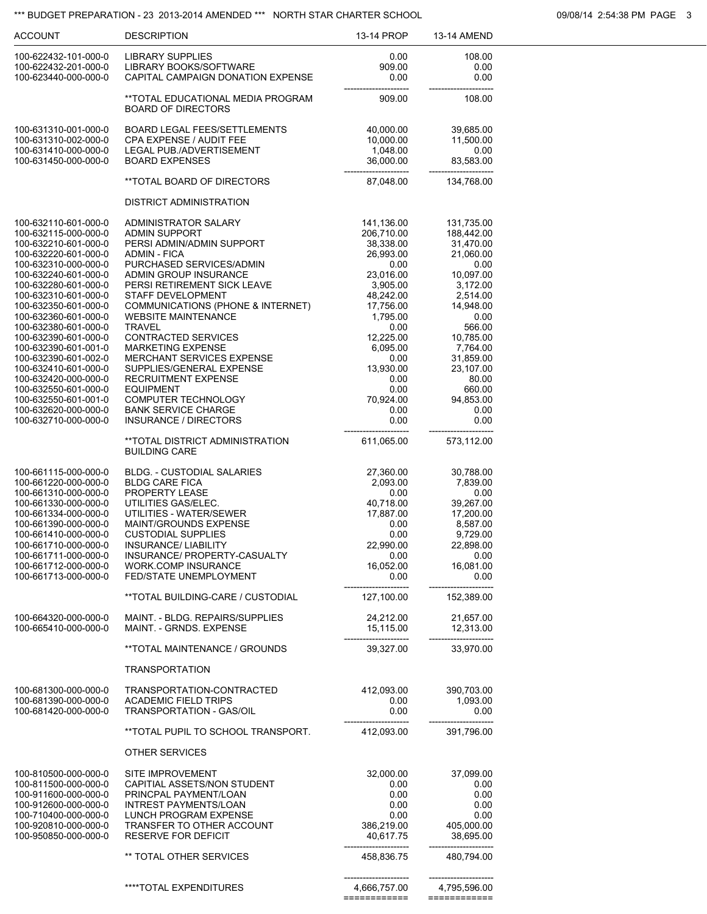| ACCOUNT | DESCRIPTION | 13-14 PROP | 13-14 AMEND |
|---|---|---|---|
| 100-622432-101-000-0 | LIBRARY SUPPLIES | 0.00 | 108.00 |
| 100-622432-201-000-0 | LIBRARY BOOKS/SOFTWARE | 909.00 | 0.00 |
| 100-623440-000-000-0 | CAPITAL CAMPAIGN DONATION EXPENSE | 0.00 | 0.00 |
| | **TOTAL EDUCATIONAL MEDIA PROGRAM | 909.00 | 108.00 |
| | BOARD OF DIRECTORS | | |
| 100-631310-001-000-0 | BOARD LEGAL FEES/SETTLEMENTS | 40,000.00 | 39,685.00 |
| 100-631310-002-000-0 | CPA EXPENSE / AUDIT FEE | 10,000.00 | 11,500.00 |
| 100-631410-000-000-0 | LEGAL PUB./ADVERTISEMENT | 1,048.00 | 0.00 |
| 100-631450-000-000-0 | BOARD EXPENSES | 36,000.00 | 83,583.00 |
| | **TOTAL BOARD OF DIRECTORS | 87,048.00 | 134,768.00 |
| | DISTRICT ADMINISTRATION | | |
| 100-632110-601-000-0 | ADMINISTRATOR SALARY | 141,136.00 | 131,735.00 |
| 100-632115-000-000-0 | ADMIN SUPPORT | 206,710.00 | 188,442.00 |
| 100-632210-601-000-0 | PERSI ADMIN/ADMIN SUPPORT | 38,338.00 | 31,470.00 |
| 100-632220-601-000-0 | ADMIN - FICA | 26,993.00 | 21,060.00 |
| 100-632310-000-000-0 | PURCHASED SERVICES/ADMIN | 0.00 | 0.00 |
| 100-632240-601-000-0 | ADMIN GROUP INSURANCE | 23,016.00 | 10,097.00 |
| 100-632280-601-000-0 | PERSI RETIREMENT SICK LEAVE | 3,905.00 | 3,172.00 |
| 100-632310-601-000-0 | STAFF DEVELOPMENT | 48,242.00 | 2,514.00 |
| 100-632350-601-000-0 | COMMUNICATIONS (PHONE & INTERNET) | 17,756.00 | 14,948.00 |
| 100-632360-601-000-0 | WEBSITE MAINTENANCE | 1,795.00 | 0.00 |
| 100-632380-601-000-0 | TRAVEL | 0.00 | 566.00 |
| 100-632390-601-000-0 | CONTRACTED SERVICES | 12,225.00 | 10,785.00 |
| 100-632390-601-001-0 | MARKETING EXPENSE | 6,095.00 | 7,764.00 |
| 100-632390-601-002-0 | MERCHANT SERVICES EXPENSE | 0.00 | 31,859.00 |
| 100-632410-601-000-0 | SUPPLIES/GENERAL EXPENSE | 13,930.00 | 23,107.00 |
| 100-632420-000-000-0 | RECRUITMENT EXPENSE | 0.00 | 80.00 |
| 100-632550-601-000-0 | EQUIPMENT | 0.00 | 660.00 |
| 100-632550-601-001-0 | COMPUTER TECHNOLOGY | 70,924.00 | 94,853.00 |
| 100-632620-000-000-0 | BANK SERVICE CHARGE | 0.00 | 0.00 |
| 100-632710-000-000-0 | INSURANCE / DIRECTORS | 0.00 | 0.00 |
| | **TOTAL DISTRICT ADMINISTRATION | 611,065.00 | 573,112.00 |
| | BUILDING CARE | | |
| 100-661115-000-000-0 | BLDG. - CUSTODIAL SALARIES | 27,360.00 | 30,788.00 |
| 100-661220-000-000-0 | BLDG CARE FICA | 2,093.00 | 7,839.00 |
| 100-661310-000-000-0 | PROPERTY LEASE | 0.00 | 0.00 |
| 100-661330-000-000-0 | UTILITIES GAS/ELEC. | 40,718.00 | 39,267.00 |
| 100-661334-000-000-0 | UTILITIES - WATER/SEWER | 17,887.00 | 17,200.00 |
| 100-661390-000-000-0 | MAINT/GROUNDS EXPENSE | 0.00 | 8,587.00 |
| 100-661410-000-000-0 | CUSTODIAL SUPPLIES | 0.00 | 9,729.00 |
| 100-661710-000-000-0 | INSURANCE/ LIABILITY | 22,990.00 | 22,898.00 |
| 100-661711-000-000-0 | INSURANCE/ PROPERTY-CASUALTY | 0.00 | 0.00 |
| 100-661712-000-000-0 | WORK.COMP INSURANCE | 16,052.00 | 16,081.00 |
| 100-661713-000-000-0 | FED/STATE UNEMPLOYMENT | 0.00 | 0.00 |
| | **TOTAL BUILDING-CARE / CUSTODIAL | 127,100.00 | 152,389.00 |
| 100-664320-000-000-0 | MAINT. - BLDG. REPAIRS/SUPPLIES | 24,212.00 | 21,657.00 |
| 100-665410-000-000-0 | MAINT. - GRNDS. EXPENSE | 15,115.00 | 12,313.00 |
| | **TOTAL MAINTENANCE / GROUNDS | 39,327.00 | 33,970.00 |
| | TRANSPORTATION | | |
| 100-681300-000-000-0 | TRANSPORTATION-CONTRACTED | 412,093.00 | 390,703.00 |
| 100-681390-000-000-0 | ACADEMIC FIELD TRIPS | 0.00 | 1,093.00 |
| 100-681420-000-000-0 | TRANSPORTATION - GAS/OIL | 0.00 | 0.00 |
| | **TOTAL PUPIL TO SCHOOL TRANSPORT. | 412,093.00 | 391,796.00 |
| | OTHER SERVICES | | |
| 100-810500-000-000-0 | SITE IMPROVEMENT | 32,000.00 | 37,099.00 |
| 100-811500-000-000-0 | CAPITIAL ASSETS/NON STUDENT | 0.00 | 0.00 |
| 100-911600-000-000-0 | PRINCPAL PAYMENT/LOAN | 0.00 | 0.00 |
| 100-912600-000-000-0 | INTREST PAYMENTS/LOAN | 0.00 | 0.00 |
| 100-710400-000-000-0 | LUNCH PROGRAM EXPENSE | 0.00 | 0.00 |
| 100-920810-000-000-0 | TRANSFER TO OTHER ACCOUNT | 386,219.00 | 405,000.00 |
| 100-950850-000-000-0 | RESERVE FOR DEFICIT | 40,617.75 | 38,695.00 |
| | ** TOTAL OTHER SERVICES | 458,836.75 | 480,794.00 |
| | ****TOTAL EXPENDITURES | 4,666,757.00 | 4,795,596.00 |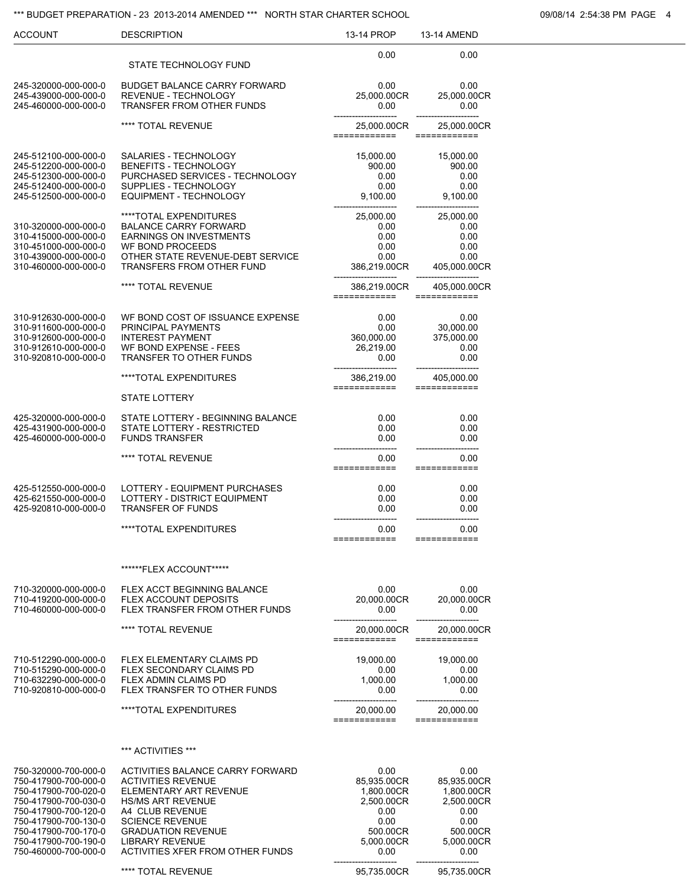| ACCOUNT | DESCRIPTION | 13-14 PROP | 13-14 AMEND |
|---|---|---|---|
| | | 0.00 | 0.00 |
| | STATE TECHNOLOGY FUND | | |
| 245-320000-000-000-0 | BUDGET BALANCE CARRY FORWARD | 0.00 | 0.00 |
| 245-439000-000-000-0 | REVENUE - TECHNOLOGY | 25,000.00CR | 25,000.00CR |
| 245-460000-000-000-0 | TRANSFER FROM OTHER FUNDS | 0.00 | 0.00 |
| | **** TOTAL REVENUE | 25,000.00CR | 25,000.00CR |
| 245-512100-000-000-0 | SALARIES - TECHNOLOGY | 15,000.00 | 15,000.00 |
| 245-512200-000-000-0 | BENEFITS - TECHNOLOGY | 900.00 | 900.00 |
| 245-512300-000-000-0 | PURCHASED SERVICES - TECHNOLOGY | 0.00 | 0.00 |
| 245-512400-000-000-0 | SUPPLIES - TECHNOLOGY | 0.00 | 0.00 |
| 245-512500-000-000-0 | EQUIPMENT - TECHNOLOGY | 9,100.00 | 9,100.00 |
| | ****TOTAL EXPENDITURES | 25,000.00 | 25,000.00 |
| 310-320000-000-000-0 | BALANCE CARRY FORWARD | 0.00 | 0.00 |
| 310-415000-000-000-0 | EARNINGS ON INVESTMENTS | 0.00 | 0.00 |
| 310-451000-000-000-0 | WF BOND PROCEEDS | 0.00 | 0.00 |
| 310-439000-000-000-0 | OTHER STATE REVENUE-DEBT SERVICE | 0.00 | 0.00 |
| 310-460000-000-000-0 | TRANSFERS FROM OTHER FUND | 386,219.00CR | 405,000.00CR |
| | **** TOTAL REVENUE | 386,219.00CR | 405,000.00CR |
| 310-912630-000-000-0 | WF BOND COST OF ISSUANCE EXPENSE | 0.00 | 0.00 |
| 310-911600-000-000-0 | PRINCIPAL PAYMENTS | 0.00 | 30,000.00 |
| 310-912600-000-000-0 | INTEREST PAYMENT | 360,000.00 | 375,000.00 |
| 310-912610-000-000-0 | WF BOND EXPENSE - FEES | 26,219.00 | 0.00 |
| 310-920810-000-000-0 | TRANSFER TO OTHER FUNDS | 0.00 | 0.00 |
| | ****TOTAL EXPENDITURES | 386,219.00 | 405,000.00 |
| | STATE LOTTERY | | |
| 425-320000-000-000-0 | STATE LOTTERY - BEGINNING BALANCE | 0.00 | 0.00 |
| 425-431900-000-000-0 | STATE LOTTERY - RESTRICTED | 0.00 | 0.00 |
| 425-460000-000-000-0 | FUNDS TRANSFER | 0.00 | 0.00 |
| | **** TOTAL REVENUE | 0.00 | 0.00 |
| 425-512550-000-000-0 | LOTTERY - EQUIPMENT PURCHASES | 0.00 | 0.00 |
| 425-621550-000-000-0 | LOTTERY - DISTRICT EQUIPMENT | 0.00 | 0.00 |
| 425-920810-000-000-0 | TRANSFER OF FUNDS | 0.00 | 0.00 |
| | ****TOTAL EXPENDITURES | 0.00 | 0.00 |
| | ******FLEX ACCOUNT***** | | |
| 710-320000-000-000-0 | FLEX ACCT BEGINNING BALANCE | 0.00 | 0.00 |
| 710-419200-000-000-0 | FLEX ACCOUNT DEPOSITS | 20,000.00CR | 20,000.00CR |
| 710-460000-000-000-0 | FLEX TRANSFER FROM OTHER FUNDS | 0.00 | 0.00 |
| | **** TOTAL REVENUE | 20,000.00CR | 20,000.00CR |
| 710-512290-000-000-0 | FLEX ELEMENTARY CLAIMS PD | 19,000.00 | 19,000.00 |
| 710-515290-000-000-0 | FLEX SECONDARY CLAIMS PD | 0.00 | 0.00 |
| 710-632290-000-000-0 | FLEX ADMIN CLAIMS PD | 1,000.00 | 1,000.00 |
| 710-920810-000-000-0 | FLEX TRANSFER TO OTHER FUNDS | 0.00 | 0.00 |
| | ****TOTAL EXPENDITURES | 20,000.00 | 20,000.00 |
| | *** ACTIVITIES *** | | |
| 750-320000-700-000-0 | ACTIVITIES BALANCE CARRY FORWARD | 0.00 | 0.00 |
| 750-417900-700-000-0 | ACTIVITIES REVENUE | 85,935.00CR | 85,935.00CR |
| 750-417900-700-020-0 | ELEMENTARY ART REVENUE | 1,800.00CR | 1,800.00CR |
| 750-417900-700-030-0 | HS/MS ART REVENUE | 2,500.00CR | 2,500.00CR |
| 750-417900-700-120-0 | A4 CLUB REVENUE | 0.00 | 0.00 |
| 750-417900-700-130-0 | SCIENCE REVENUE | 0.00 | 0.00 |
| 750-417900-700-170-0 | GRADUATION REVENUE | 500.00CR | 500.00CR |
| 750-417900-700-190-0 | LIBRARY REVENUE | 5,000.00CR | 5,000.00CR |
| 750-460000-700-000-0 | ACTIVITIES XFER FROM OTHER FUNDS | 0.00 | 0.00 |
| | **** TOTAL REVENUE | 95,735.00CR | 95,735.00CR |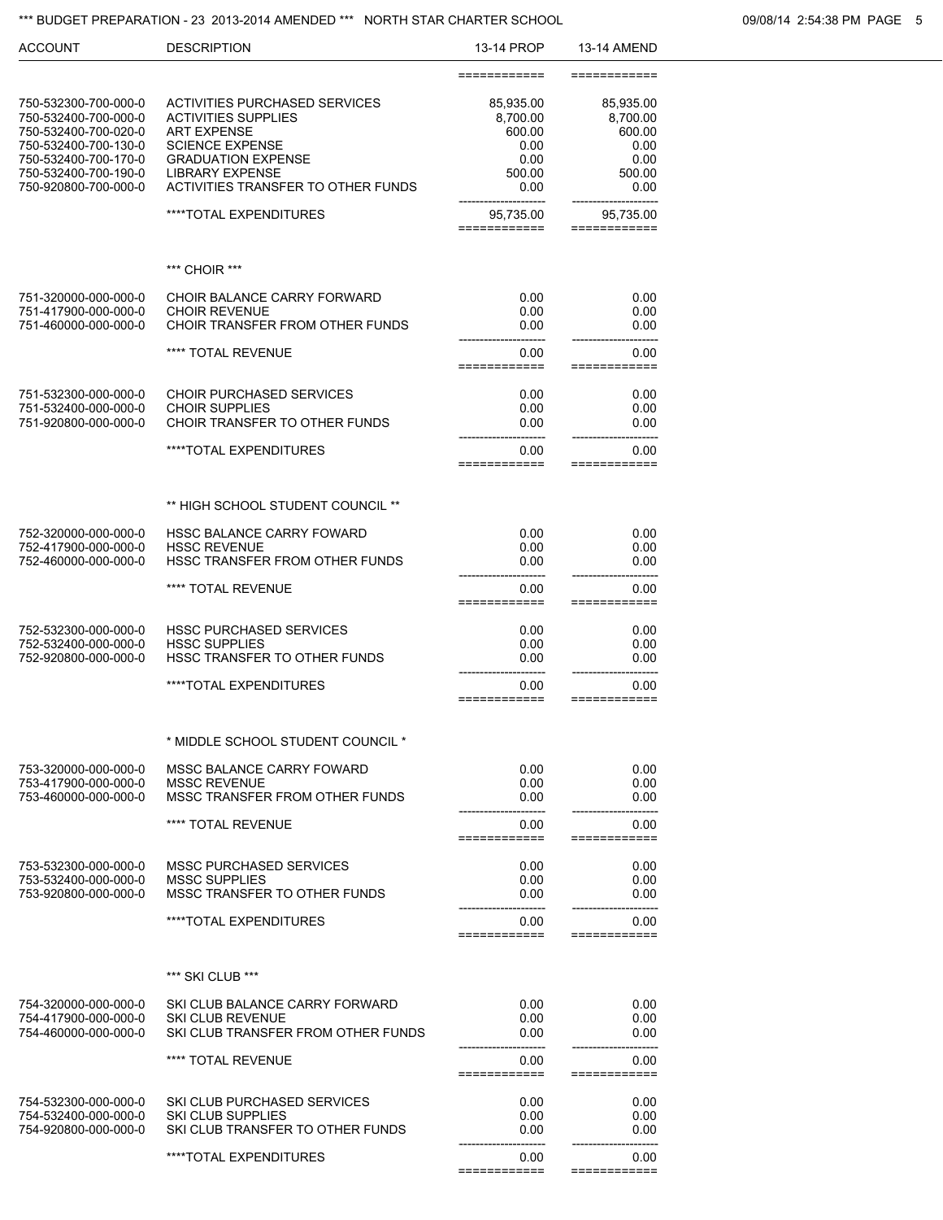| ACCOUNT | DESCRIPTION | 13-14 PROP | 13-14 AMEND |
|---|---|---|---|
| 750-532300-700-000-0 | ACTIVITIES PURCHASED SERVICES | 85,935.00 | 85,935.00 |
| 750-532400-700-000-0 | ACTIVITIES SUPPLIES | 8,700.00 | 8,700.00 |
| 750-532400-700-020-0 | ART EXPENSE | 600.00 | 600.00 |
| 750-532400-700-130-0 | SCIENCE EXPENSE | 0.00 | 0.00 |
| 750-532400-700-170-0 | GRADUATION EXPENSE | 0.00 | 0.00 |
| 750-532400-700-190-0 | LIBRARY EXPENSE | 500.00 | 500.00 |
| 750-920800-700-000-0 | ACTIVITIES TRANSFER TO OTHER FUNDS | 0.00 | 0.00 |
| | ****TOTAL EXPENDITURES | 95,735.00 | 95,735.00 |
| | | | |
| | *** CHOIR *** | | |
| 751-320000-000-000-0 | CHOIR BALANCE CARRY FORWARD | 0.00 | 0.00 |
| 751-417900-000-000-0 | CHOIR REVENUE | 0.00 | 0.00 |
| 751-460000-000-000-0 | CHOIR TRANSFER FROM OTHER FUNDS | 0.00 | 0.00 |
| | **** TOTAL REVENUE | 0.00 | 0.00 |
| 751-532300-000-000-0 | CHOIR PURCHASED SERVICES | 0.00 | 0.00 |
| 751-532400-000-000-0 | CHOIR SUPPLIES | 0.00 | 0.00 |
| 751-920800-000-000-0 | CHOIR TRANSFER TO OTHER FUNDS | 0.00 | 0.00 |
| | ****TOTAL EXPENDITURES | 0.00 | 0.00 |
| | | | |
| | ** HIGH SCHOOL STUDENT COUNCIL ** | | |
| 752-320000-000-000-0 | HSSC BALANCE CARRY FOWARD | 0.00 | 0.00 |
| 752-417900-000-000-0 | HSSC REVENUE | 0.00 | 0.00 |
| 752-460000-000-000-0 | HSSC TRANSFER FROM OTHER FUNDS | 0.00 | 0.00 |
| | **** TOTAL REVENUE | 0.00 | 0.00 |
| 752-532300-000-000-0 | HSSC PURCHASED SERVICES | 0.00 | 0.00 |
| 752-532400-000-000-0 | HSSC SUPPLIES | 0.00 | 0.00 |
| 752-920800-000-000-0 | HSSC TRANSFER TO OTHER FUNDS | 0.00 | 0.00 |
| | ****TOTAL EXPENDITURES | 0.00 | 0.00 |
| | | | |
| | * MIDDLE SCHOOL STUDENT COUNCIL * | | |
| 753-320000-000-000-0 | MSSC BALANCE CARRY FOWARD | 0.00 | 0.00 |
| 753-417900-000-000-0 | MSSC REVENUE | 0.00 | 0.00 |
| 753-460000-000-000-0 | MSSC TRANSFER FROM OTHER FUNDS | 0.00 | 0.00 |
| | **** TOTAL REVENUE | 0.00 | 0.00 |
| 753-532300-000-000-0 | MSSC PURCHASED SERVICES | 0.00 | 0.00 |
| 753-532400-000-000-0 | MSSC SUPPLIES | 0.00 | 0.00 |
| 753-920800-000-000-0 | MSSC TRANSFER TO OTHER FUNDS | 0.00 | 0.00 |
| | ****TOTAL EXPENDITURES | 0.00 | 0.00 |
| | | | |
| | *** SKI CLUB *** | | |
| 754-320000-000-000-0 | SKI CLUB BALANCE CARRY FORWARD | 0.00 | 0.00 |
| 754-417900-000-000-0 | SKI CLUB REVENUE | 0.00 | 0.00 |
| 754-460000-000-000-0 | SKI CLUB TRANSFER FROM OTHER FUNDS | 0.00 | 0.00 |
| | **** TOTAL REVENUE | 0.00 | 0.00 |
| 754-532300-000-000-0 | SKI CLUB PURCHASED SERVICES | 0.00 | 0.00 |
| 754-532400-000-000-0 | SKI CLUB SUPPLIES | 0.00 | 0.00 |
| 754-920800-000-000-0 | SKI CLUB TRANSFER TO OTHER FUNDS | 0.00 | 0.00 |
| | ****TOTAL EXPENDITURES | 0.00 | 0.00 |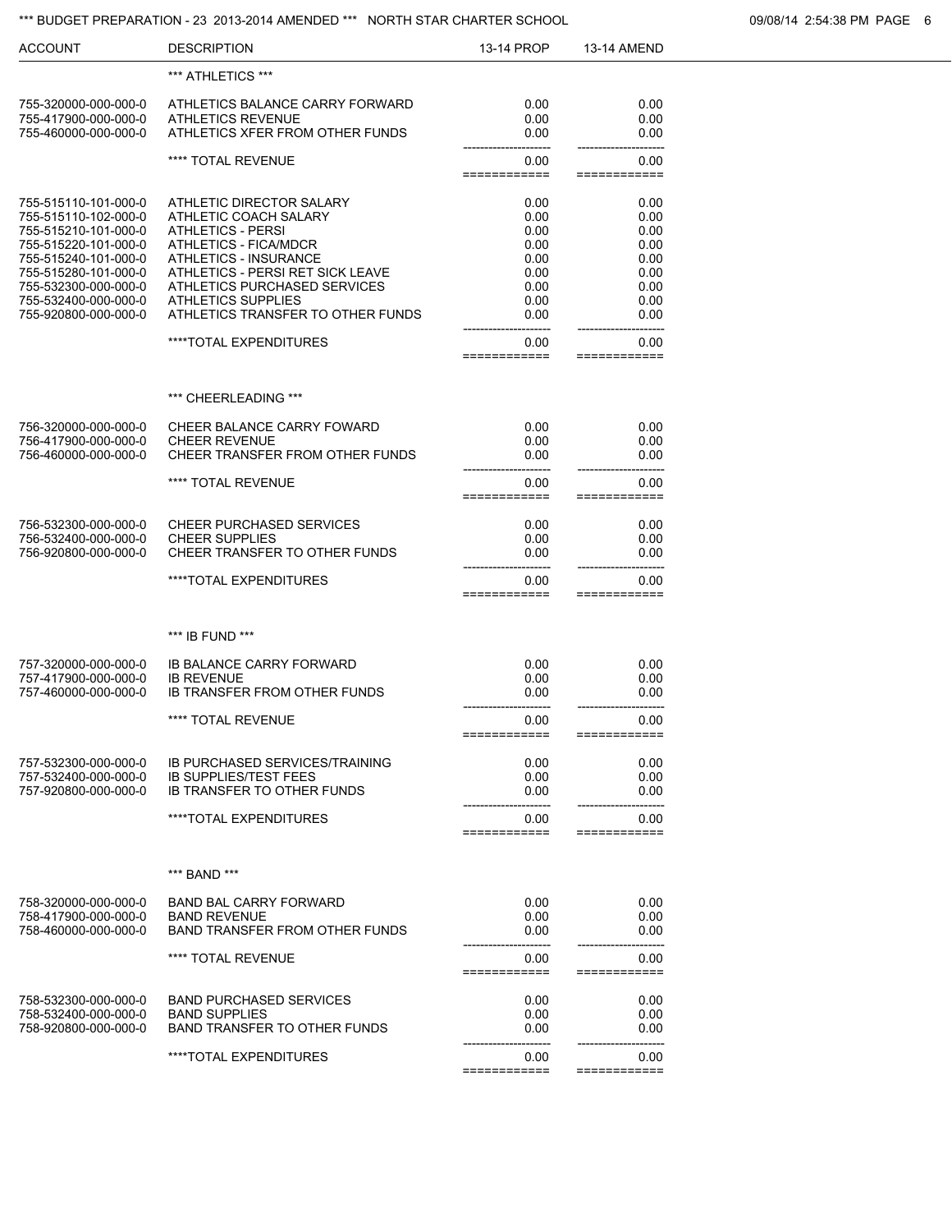| ACCOUNT | DESCRIPTION | 13-14 PROP | 13-14 AMEND |
|---|---|---|---|
| | *** ATHLETICS *** | | |
| 755-320000-000-000-0 | ATHLETICS BALANCE CARRY FORWARD | 0.00 | 0.00 |
| 755-417900-000-000-0 | ATHLETICS REVENUE | 0.00 | 0.00 |
| 755-460000-000-000-0 | ATHLETICS XFER FROM OTHER FUNDS | 0.00 | 0.00 |
| | **** TOTAL REVENUE | 0.00 | 0.00 |
| 755-515110-101-000-0 | ATHLETIC DIRECTOR SALARY | 0.00 | 0.00 |
| 755-515110-102-000-0 | ATHLETIC COACH SALARY | 0.00 | 0.00 |
| 755-515210-101-000-0 | ATHLETICS - PERSI | 0.00 | 0.00 |
| 755-515220-101-000-0 | ATHLETICS - FICA/MDCR | 0.00 | 0.00 |
| 755-515240-101-000-0 | ATHLETICS - INSURANCE | 0.00 | 0.00 |
| 755-515280-101-000-0 | ATHLETICS - PERSI RET SICK LEAVE | 0.00 | 0.00 |
| 755-532300-000-000-0 | ATHLETICS PURCHASED SERVICES | 0.00 | 0.00 |
| 755-532400-000-000-0 | ATHLETICS SUPPLIES | 0.00 | 0.00 |
| 755-920800-000-000-0 | ATHLETICS TRANSFER TO OTHER FUNDS | 0.00 | 0.00 |
| | ****TOTAL EXPENDITURES | 0.00 | 0.00 |
| | *** CHEERLEADING *** | | |
| 756-320000-000-000-0 | CHEER BALANCE CARRY FOWARD | 0.00 | 0.00 |
| 756-417900-000-000-0 | CHEER REVENUE | 0.00 | 0.00 |
| 756-460000-000-000-0 | CHEER TRANSFER FROM OTHER FUNDS | 0.00 | 0.00 |
| | **** TOTAL REVENUE | 0.00 | 0.00 |
| 756-532300-000-000-0 | CHEER PURCHASED SERVICES | 0.00 | 0.00 |
| 756-532400-000-000-0 | CHEER SUPPLIES | 0.00 | 0.00 |
| 756-920800-000-000-0 | CHEER TRANSFER TO OTHER FUNDS | 0.00 | 0.00 |
| | ****TOTAL EXPENDITURES | 0.00 | 0.00 |
| | *** IB FUND *** | | |
| 757-320000-000-000-0 | IB BALANCE CARRY FORWARD | 0.00 | 0.00 |
| 757-417900-000-000-0 | IB REVENUE | 0.00 | 0.00 |
| 757-460000-000-000-0 | IB TRANSFER FROM OTHER FUNDS | 0.00 | 0.00 |
| | **** TOTAL REVENUE | 0.00 | 0.00 |
| 757-532300-000-000-0 | IB PURCHASED SERVICES/TRAINING | 0.00 | 0.00 |
| 757-532400-000-000-0 | IB SUPPLIES/TEST FEES | 0.00 | 0.00 |
| 757-920800-000-000-0 | IB TRANSFER TO OTHER FUNDS | 0.00 | 0.00 |
| | ****TOTAL EXPENDITURES | 0.00 | 0.00 |
| | *** BAND *** | | |
| 758-320000-000-000-0 | BAND BAL CARRY FORWARD | 0.00 | 0.00 |
| 758-417900-000-000-0 | BAND REVENUE | 0.00 | 0.00 |
| 758-460000-000-000-0 | BAND TRANSFER FROM OTHER FUNDS | 0.00 | 0.00 |
| | **** TOTAL REVENUE | 0.00 | 0.00 |
| 758-532300-000-000-0 | BAND PURCHASED SERVICES | 0.00 | 0.00 |
| 758-532400-000-000-0 | BAND SUPPLIES | 0.00 | 0.00 |
| 758-920800-000-000-0 | BAND TRANSFER TO OTHER FUNDS | 0.00 | 0.00 |
| | ****TOTAL EXPENDITURES | 0.00 | 0.00 |